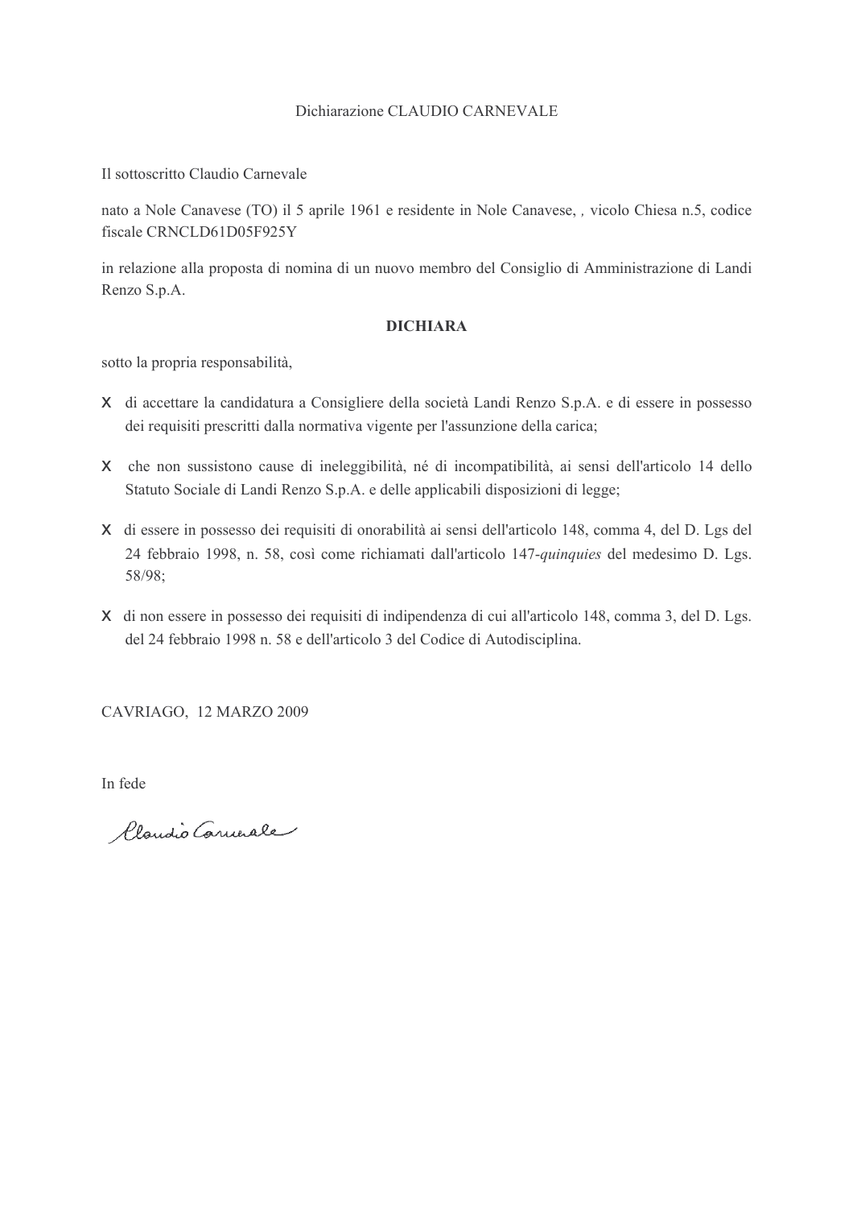Dichiarazione CLAUDIO CARNEVALE

Il sottoscritto Claudio Carnevale

nato a Nole Canavese (TO) il 5 aprile 1961 e residente in Nole Canavese, , vicolo Chiesa n.5, codice fiscale CRNCLD61D05F925Y

in relazione alla proposta di nomina di un nuovo membro del Consiglio di Amministrazione di Landi Renzo S.p.A.

**DICHIARA**

sotto la propria responsabilità,

X di accettare la candidatura a Consigliere della società Landi Renzo S.p.A. e di essere in possesso dei requisiti prescritti dalla normativa vigente per l'assunzione della carica;

X che non sussistono cause di ineleggibilità, né di incompatibilità, ai sensi dell'articolo 14 dello Statuto Sociale di Landi Renzo S.p.A. e delle applicabili disposizioni di legge;

X di essere in possesso dei requisiti di onorabilità ai sensi dell'articolo 148, comma 4, del D. Lgs del 24 febbraio 1998, n. 58, così come richiamati dall'articolo 147-*quinquies* del medesimo D. Lgs. 58/98;

X di non essere in possesso dei requisiti di indipendenza di cui all'articolo 148, comma 3, del D. Lgs. del 24 febbraio 1998 n. 58 e dell'articolo 3 del Codice di Autodisciplina.

CAVRIAGO, 12 MARZO 2009

In fede

Claudio Carnevale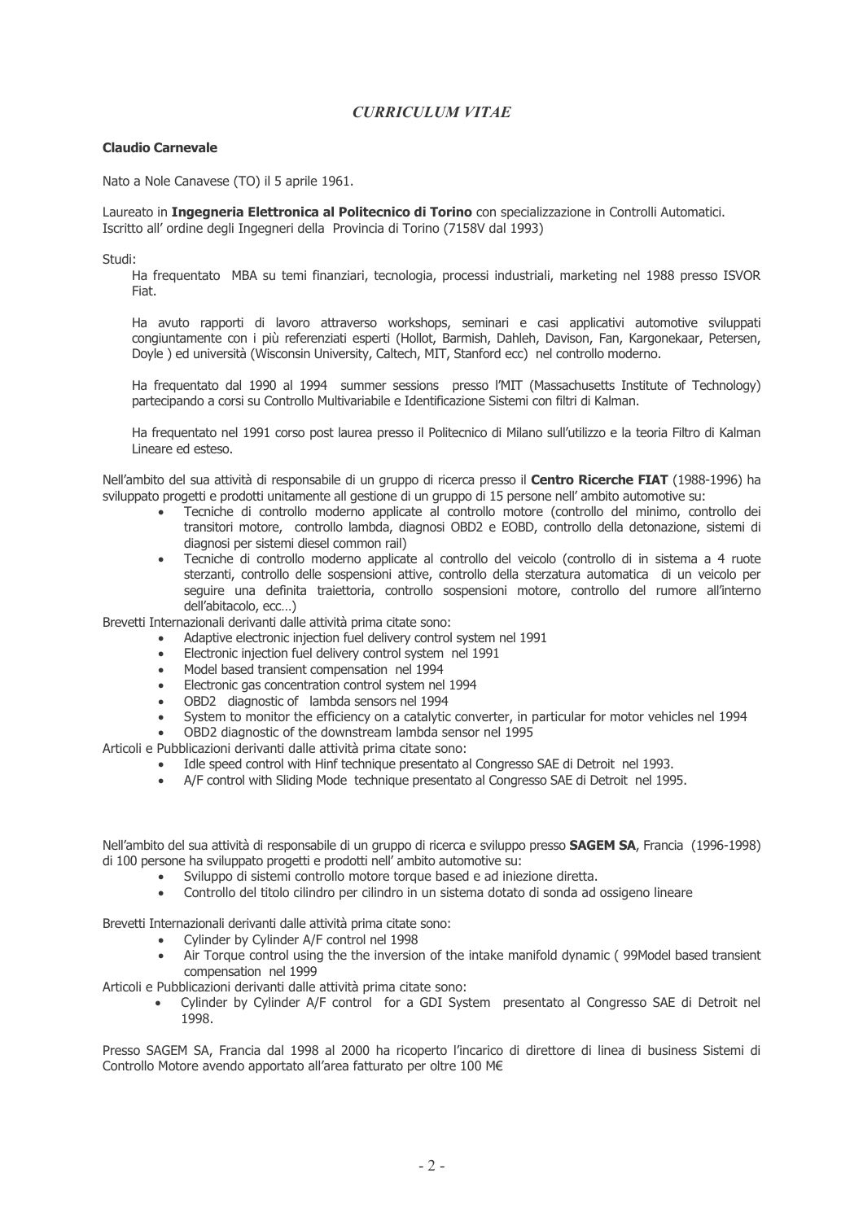# *CURRICULUM VITAE*

**Claudio Carnevale**

Nato a Nole Canavese (TO) il 5 aprile 1961.

Laureato in **Ingegneria Elettronica al Politecnico di Torino** con specializzazione in Controlli Automatici.
Iscritto all' ordine degli Ingegneri della Provincia di Torino (7158V dal 1993)

Studi:

Ha frequentato MBA su temi finanziari, tecnologia, processi industriali, marketing nel 1988 presso ISVOR Fiat.

Ha avuto rapporti di lavoro attraverso workshops, seminari e casi applicativi automotive sviluppati congiuntamente con i più referenziati esperti (Hollot, Barmish, Dahleh, Davison, Fan, Kargonekaar, Petersen, Doyle ) ed università (Wisconsin University, Caltech, MIT, Stanford ecc) nel controllo moderno.

Ha frequentato dal 1990 al 1994 summer sessions presso l'MIT (Massachusetts Institute of Technology) partecipando a corsi su Controllo Multivariabile e Identificazione Sistemi con filtri di Kalman.

Ha frequentato nel 1991 corso post laurea presso il Politecnico di Milano sull'utilizzo e la teoria Filtro di Kalman Lineare ed esteso.

Nell'ambito del sua attività di responsabile di un gruppo di ricerca presso il **Centro Ricerche FIAT** (1988-1996) ha sviluppato progetti e prodotti unitamente all gestione di un gruppo di 15 persone nell' ambito automotive su:

- Tecniche di controllo moderno applicate al controllo motore (controllo del minimo, controllo dei transitori motore, controllo lambda, diagnosi OBD2 e EOBD, controllo della detonazione, sistemi di diagnosi per sistemi diesel common rail)
- Tecniche di controllo moderno applicate al controllo del veicolo (controllo di in sistema a 4 ruote sterzanti, controllo delle sospensioni attive, controllo della sterzatura automatica di un veicolo per seguire una definita traiettoria, controllo sospensioni motore, controllo del rumore all'interno dell'abitacolo, ecc…)

Brevetti Internazionali derivanti dalle attività prima citate sono:

- Adaptive electronic injection fuel delivery control system nel 1991
- Electronic injection fuel delivery control system nel 1991
- Model based transient compensation nel 1994
- Electronic gas concentration control system nel 1994
- OBD2 diagnostic of lambda sensors nel 1994
- System to monitor the efficiency on a catalytic converter, in particular for motor vehicles nel 1994
- OBD2 diagnostic of the downstream lambda sensor nel 1995

Articoli e Pubblicazioni derivanti dalle attività prima citate sono:

- Idle speed control with Hinf technique presentato al Congresso SAE di Detroit nel 1993.
- A/F control with Sliding Mode technique presentato al Congresso SAE di Detroit nel 1995.

Nell'ambito del sua attività di responsabile di un gruppo di ricerca e sviluppo presso **SAGEM SA**, Francia (1996-1998) di 100 persone ha sviluppato progetti e prodotti nell' ambito automotive su:

- Sviluppo di sistemi controllo motore torque based e ad iniezione diretta.
- Controllo del titolo cilindro per cilindro in un sistema dotato di sonda ad ossigeno lineare

Brevetti Internazionali derivanti dalle attività prima citate sono:

- Cylinder by Cylinder A/F control nel 1998
- Air Torque control using the the inversion of the intake manifold dynamic ( 99Model based transient compensation nel 1999

Articoli e Pubblicazioni derivanti dalle attività prima citate sono:

- Cylinder by Cylinder A/F control for a GDI System presentato al Congresso SAE di Detroit nel 1998.

Presso SAGEM SA, Francia dal 1998 al 2000 ha ricoperto l'incarico di direttore di linea di business Sistemi di Controllo Motore avendo apportato all'area fatturato per oltre 100 M€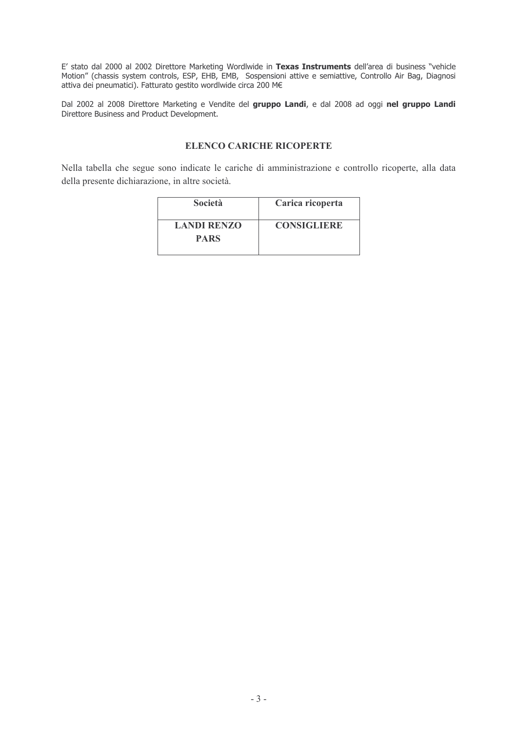E’ stato dal 2000 al 2002 Direttore Marketing Wordlwide in **Texas Instruments** dell’area di business “vehicle Motion” (chassis system controls, ESP, EHB, EMB, Sospensioni attive e semiattive, Controllo Air Bag, Diagnosi attiva dei pneumatici). Fatturato gestito wordlwide circa 200 M€

Dal 2002 al 2008 Direttore Marketing e Vendite del **gruppo Landi**, e dal 2008 ad oggi **nel gruppo Landi** Direttore Business and Product Development.

## ELENCO CARICHE RICOPERTE

Nella tabella che segue sono indicate le cariche di amministrazione e controllo ricoperte, alla data della presente dichiarazione, in altre società.

| Società | Carica ricoperta |
|---|---|
| **LANDI RENZO PARS** | **CONSIGLIERE** |